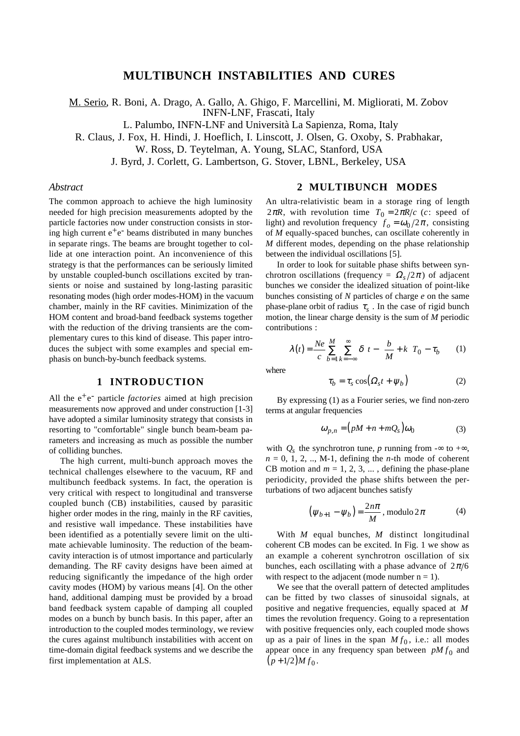# MULTIBUNCH INSTABILITIES AND CURES

M. Serio, R. Boni, A. Drago, A. Gallo, A. Ghigo, F. Marcellini, M. Migliorati, M. Zobov
INFN-LNF, Frascati, Italy
L. Palumbo, INFN-LNF and Università La Sapienza, Roma, Italy
R. Claus, J. Fox, H. Hindi, J. Hoeflich, I. Linscott, J. Olsen, G. Oxoby, S. Prabhakar,
W. Ross, D. Teytelman, A. Young, SLAC, Stanford, USA
J. Byrd, J. Corlett, G. Lambertson, G. Stover, LBNL, Berkeley, USA

### *Abstract*

The common approach to achieve the high luminosity needed for high precision measurements adopted by the particle factories now under construction consists in storing high current $e^+e^-$ beams distributed in many bunches in separate rings. The beams are brought together to collide at one interaction point. An inconvenience of this strategy is that the performances can be seriously limited by unstable coupled-bunch oscillations excited by transients or noise and sustained by long-lasting parasitic resonating modes (high order modes-HOM) in the vacuum chamber, mainly in the RF cavities. Minimization of the HOM content and broad-band feedback systems together with the reduction of the driving transients are the complementary cures to this kind of disease. This paper introduces the subject with some examples and special emphasis on bunch-by-bunch feedback systems.

## 1 INTRODUCTION

All the $e^+e^-$ particle *factories* aimed at high precision measurements now approved and under construction [1-3] have adopted a similar luminosity strategy that consists in resorting to "comfortable" single bunch beam-beam parameters and increasing as much as possible the number of colliding bunches.

The high current, multi-bunch approach moves the technical challenges elsewhere to the vacuum, RF and multibunch feedback systems. In fact, the operation is very critical with respect to longitudinal and transverse coupled bunch (CB) instabilities, caused by parasitic higher order modes in the ring, mainly in the RF cavities, and resistive wall impedance. These instabilities have been identified as a potentially severe limit on the ultimate achievable luminosity. The reduction of the beam-cavity interaction is of utmost importance and particularly demanding. The RF cavity designs have been aimed at reducing significantly the impedance of the high order cavity modes (HOM) by various means [4]. On the other hand, additional damping must be provided by a broad band feedback system capable of damping all coupled modes on a bunch by bunch basis. In this paper, after an introduction to the coupled modes terminology, we review the cures against multibunch instabilities with accent on time-domain digital feedback systems and we describe the first implementation at ALS.

## 2 MULTIBUNCH MODES

An ultra-relativistic beam in a storage ring of length $2\pi R$, with revolution time $T_0 = 2\pi R/c$ ($c$: speed of light) and revolution frequency $f_o = \omega_0/2\pi$, consisting of $M$ equally-spaced bunches, can oscillate coherently in $M$ different modes, depending on the phase relationship between the individual oscillations [5].

In order to look for suitable phase shifts between synchrotron oscillations (frequency = $\Omega_s/2\pi$) of adjacent bunches we consider the idealized situation of point-like bunches consisting of $N$ particles of charge $e$ on the same phase-plane orbit of radius $\tau_s$. In the case of rigid bunch motion, the linear charge density is the sum of $M$ periodic contributions :

$$\lambda(t) = \frac{Ne}{c} \sum_{b=1}^{M} \sum_{k=-\infty}^{\infty} \delta\left(t - \left(\frac{b}{M} + k\right) T_0 - \tau_b\right) \qquad (1)$$

where

$$\tau_b = \tau_s \cos\left(\Omega_s t + \psi_b\right) \qquad (2)$$

By expressing (1) as a Fourier series, we find non-zero terms at angular frequencies

$$\omega_{p,n} = \left(pM + n + mQ_s\right)\omega_0 \qquad (3)$$

with $Q_s$ the synchrotron tune, $p$ running from $-\infty$ to $+\infty$, $n$ = 0, 1, 2, .., M-1, defining the $n$-th mode of coherent CB motion and $m$ = 1, 2, 3, ... , defining the phase-plane periodicity, provided the phase shifts between the perturbations of two adjacent bunches satisfy

$$\left(\psi_{b+1} - \psi_b\right) = \frac{2n\pi}{M}, \text{ modulo } 2\pi \qquad (4)$$

With $M$ equal bunches, $M$ distinct longitudinal coherent CB modes can be excited. In Fig. 1 we show as an example a coherent synchrotron oscillation of six bunches, each oscillating with a phase advance of $2\pi/6$ with respect to the adjacent (mode number n = 1).

We see that the overall pattern of detected amplitudes can be fitted by two classes of sinusoidal signals, at positive and negative frequencies, equally spaced at $M$ times the revolution frequency. Going to a representation with positive frequencies only, each coupled mode shows up as a pair of lines in the span $M f_0$, i.e.: all modes appear once in any frequency span between $pM f_0$ and $\left(p + 1/2\right)M f_0$.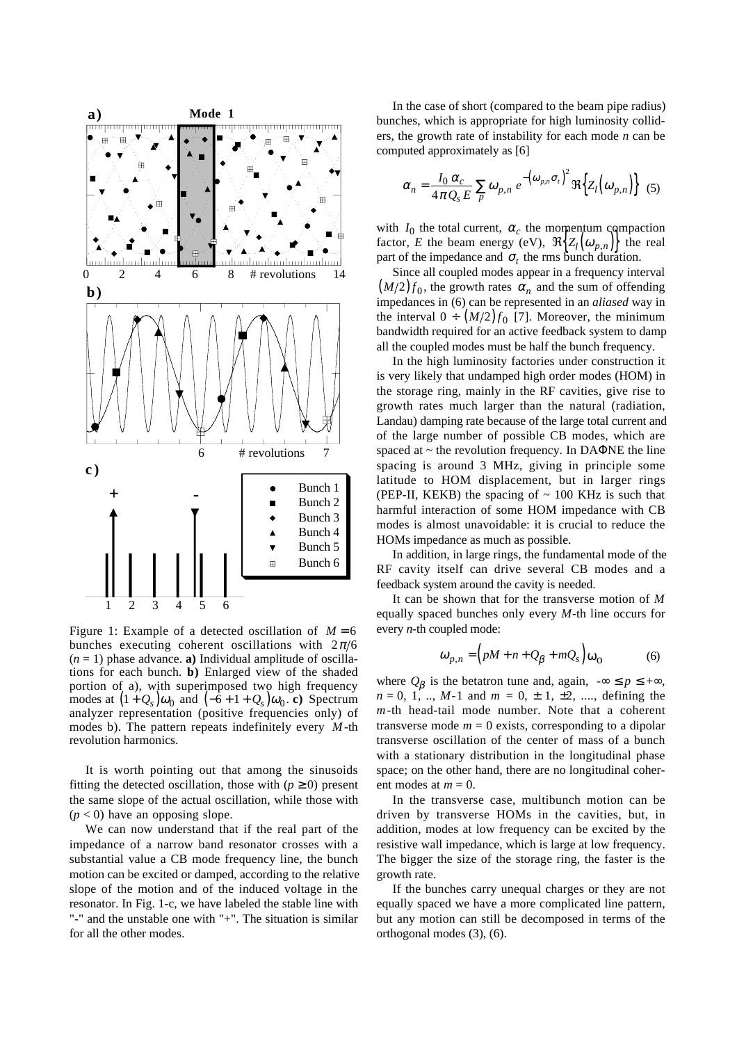Figure 1: Example of a detected oscillation of $M = 6$ bunches executing coherent oscillations with $2\pi/6$ ($n = 1$) phase advance. **a)** Individual amplitude of oscillations for each bunch. **b)** Enlarged view of the shaded portion of a), with superimposed two high frequency modes at $(1 + Q_s)\omega_0$ and $(-6 + 1 + Q_s)\omega_0$. **c)** Spectrum analyzer representation (positive frequencies only) of modes b). The pattern repeats indefinitely every $M$-th revolution harmonics.

It is worth pointing out that among the sinusoids fitting the detected oscillation, those with ($p \geq 0$) present the same slope of the actual oscillation, while those with ($p < 0$) have an opposing slope.

We can now understand that if the real part of the impedance of a narrow band resonator crosses with a substantial value a CB mode frequency line, the bunch motion can be excited or damped, according to the relative slope of the motion and of the induced voltage in the resonator. In Fig. 1-c, we have labeled the stable line with "-" and the unstable one with "+". The situation is similar for all the other modes.

In the case of short (compared to the beam pipe radius) bunches, which is appropriate for high luminosity colliders, the growth rate of instability for each mode $n$ can be computed approximately as [6]

$$\alpha_n = \frac{I_0 \, \alpha_c}{4\pi Q_s E} \sum_p \omega_{p,n} \, e^{-\left(\omega_{p,n}\sigma_t\right)^2} \Re\left\{Z_l\left(\omega_{p,n}\right)\right\} \quad (5)$$

with $I_0$ the total current, $\alpha_c$ the momentum compaction factor, $E$ the beam energy (eV), $\Re\left\{Z_l\left(\omega_{p,n}\right)\right\}$ the real part of the impedance and $\sigma_t$ the rms bunch duration.

Since all coupled modes appear in a frequency interval $(M/2)f_0$, the growth rates $\alpha_n$ and the sum of offending impedances in (6) can be represented in an *aliased* way in the interval $0 \div (M/2)f_0$ [7]. Moreover, the minimum bandwidth required for an active feedback system to damp all the coupled modes must be half the bunch frequency.

In the high luminosity factories under construction it is very likely that undamped high order modes (HOM) in the storage ring, mainly in the RF cavities, give rise to growth rates much larger than the natural (radiation, Landau) damping rate because of the large total current and of the large number of possible CB modes, which are spaced at ~ the revolution frequency. In DAΦNE the line spacing is around 3 MHz, giving in principle some latitude to HOM displacement, but in larger rings (PEP-II, KEKB) the spacing of ~ 100 KHz is such that harmful interaction of some HOM impedance with CB modes is almost unavoidable: it is crucial to reduce the HOMs impedance as much as possible.

In addition, in large rings, the fundamental mode of the RF cavity itself can drive several CB modes and a feedback system around the cavity is needed.

It can be shown that for the transverse motion of $M$ equally spaced bunches only every $M$-th line occurs for every $n$-th coupled mode:

$$\omega_{p,n} = \left(pM + n + Q_\beta + mQ_s\right)\omega_0 \quad (6)$$

where $Q_\beta$ is the betatron tune and, again, $-\infty \leq p \leq +\infty$, $n = 0, 1, .., M$-1 and $m = 0, \pm 1, \pm 2, ....,$ defining the $m$-th head-tail mode number. Note that a coherent transverse mode $m = 0$ exists, corresponding to a dipolar transverse oscillation of the center of mass of a bunch with a stationary distribution in the longitudinal phase space; on the other hand, there are no longitudinal coherent modes at $m = 0$.

In the transverse case, multibunch motion can be driven by transverse HOMs in the cavities, but, in addition, modes at low frequency can be excited by the resistive wall impedance, which is large at low frequency. The bigger the size of the storage ring, the faster is the growth rate.

If the bunches carry unequal charges or they are not equally spaced we have a more complicated line pattern, but any motion can still be decomposed in terms of the orthogonal modes (3), (6).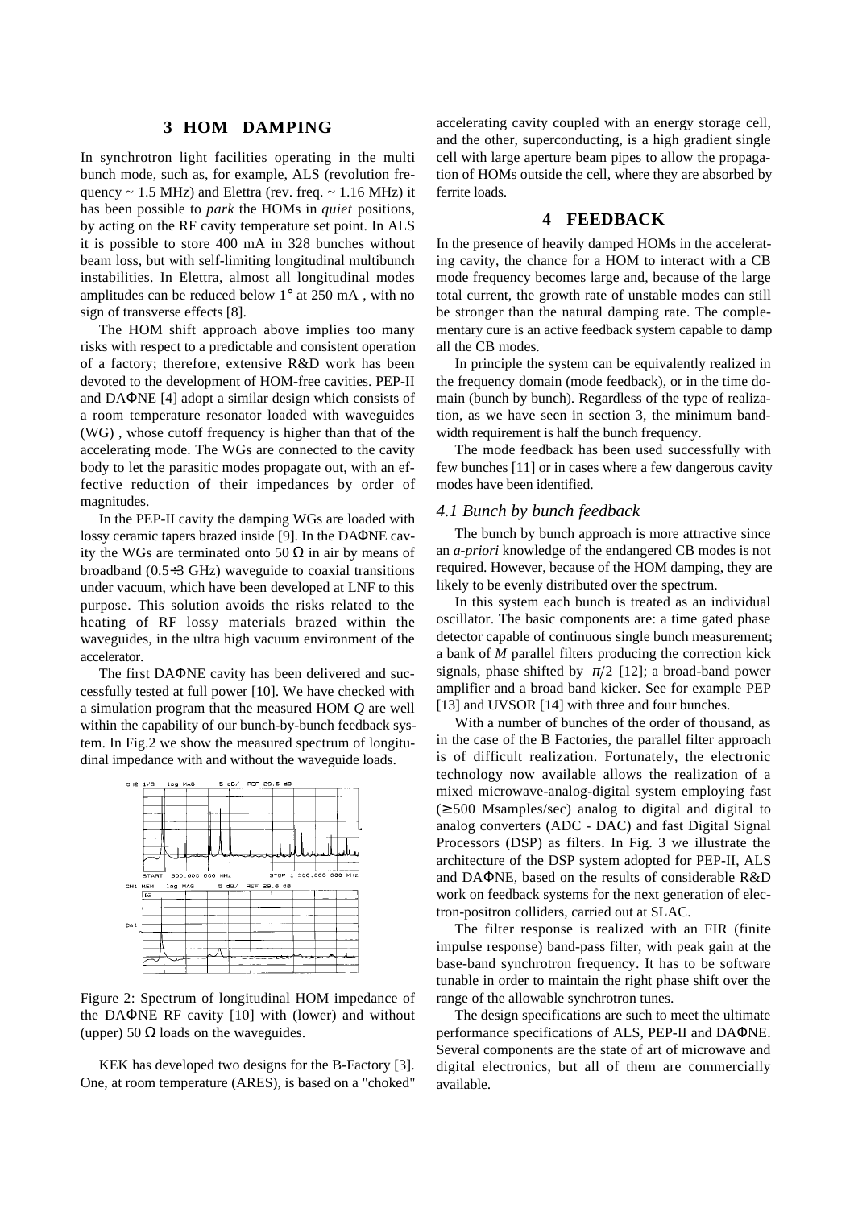## 3 HOM DAMPING

In synchrotron light facilities operating in the multi bunch mode, such as, for example, ALS (revolution frequency ~ 1.5 MHz) and Elettra (rev. freq. ~ 1.16 MHz) it has been possible to *park* the HOMs in *quiet* positions, by acting on the RF cavity temperature set point. In ALS it is possible to store 400 mA in 328 bunches without beam loss, but with self-limiting longitudinal multibunch instabilities. In Elettra, almost all longitudinal modes amplitudes can be reduced below 1° at 250 mA , with no sign of transverse effects [8].

The HOM shift approach above implies too many risks with respect to a predictable and consistent operation of a factory; therefore, extensive R&D work has been devoted to the development of HOM-free cavities. PEP-II and DAΦNE [4] adopt a similar design which consists of a room temperature resonator loaded with waveguides (WG) , whose cutoff frequency is higher than that of the accelerating mode. The WGs are connected to the cavity body to let the parasitic modes propagate out, with an effective reduction of their impedances by order of magnitudes.

In the PEP-II cavity the damping WGs are loaded with lossy ceramic tapers brazed inside [9]. In the DAΦNE cavity the WGs are terminated onto 50 Ω in air by means of broadband (0.5÷3 GHz) waveguide to coaxial transitions under vacuum, which have been developed at LNF to this purpose. This solution avoids the risks related to the heating of RF lossy materials brazed within the waveguides, in the ultra high vacuum environment of the accelerator.

The first DAΦNE cavity has been delivered and successfully tested at full power [10]. We have checked with a simulation program that the measured HOM *Q* are well within the capability of our bunch-by-bunch feedback system. In Fig.2 we show the measured spectrum of longitudinal impedance with and without the waveguide loads.

Figure 2: Spectrum of longitudinal HOM impedance of the DAΦNE RF cavity [10] with (lower) and without (upper) 50 Ω loads on the waveguides.

KEK has developed two designs for the B-Factory [3]. One, at room temperature (ARES), is based on a "choked" accelerating cavity coupled with an energy storage cell, and the other, superconducting, is a high gradient single cell with large aperture beam pipes to allow the propagation of HOMs outside the cell, where they are absorbed by ferrite loads.

## 4 FEEDBACK

In the presence of heavily damped HOMs in the accelerating cavity, the chance for a HOM to interact with a CB mode frequency becomes large and, because of the large total current, the growth rate of unstable modes can still be stronger than the natural damping rate. The complementary cure is an active feedback system capable to damp all the CB modes.

In principle the system can be equivalently realized in the frequency domain (mode feedback), or in the time domain (bunch by bunch). Regardless of the type of realization, as we have seen in section 3, the minimum bandwidth requirement is half the bunch frequency.

The mode feedback has been used successfully with few bunches [11] or in cases where a few dangerous cavity modes have been identified.

### *4.1 Bunch by bunch feedback*

The bunch by bunch approach is more attractive since an *a-priori* knowledge of the endangered CB modes is not required. However, because of the HOM damping, they are likely to be evenly distributed over the spectrum.

In this system each bunch is treated as an individual oscillator. The basic components are: a time gated phase detector capable of continuous single bunch measurement; a bank of *M* parallel filters producing the correction kick signals, phase shifted by $\pi/2$ [12]; a broad-band power amplifier and a broad band kicker. See for example PEP [13] and UVSOR [14] with three and four bunches.

With a number of bunches of the order of thousand, as in the case of the B Factories, the parallel filter approach is of difficult realization. Fortunately, the electronic technology now available allows the realization of a mixed microwave-analog-digital system employing fast (≥500 Msamples/sec) analog to digital and digital to analog converters (ADC - DAC) and fast Digital Signal Processors (DSP) as filters. In Fig. 3 we illustrate the architecture of the DSP system adopted for PEP-II, ALS and DAΦNE, based on the results of considerable R&D work on feedback systems for the next generation of electron-positron colliders, carried out at SLAC.

The filter response is realized with an FIR (finite impulse response) band-pass filter, with peak gain at the base-band synchrotron frequency. It has to be software tunable in order to maintain the right phase shift over the range of the allowable synchrotron tunes.

The design specifications are such to meet the ultimate performance specifications of ALS, PEP-II and DAΦNE. Several components are the state of art of microwave and digital electronics, but all of them are commercially available.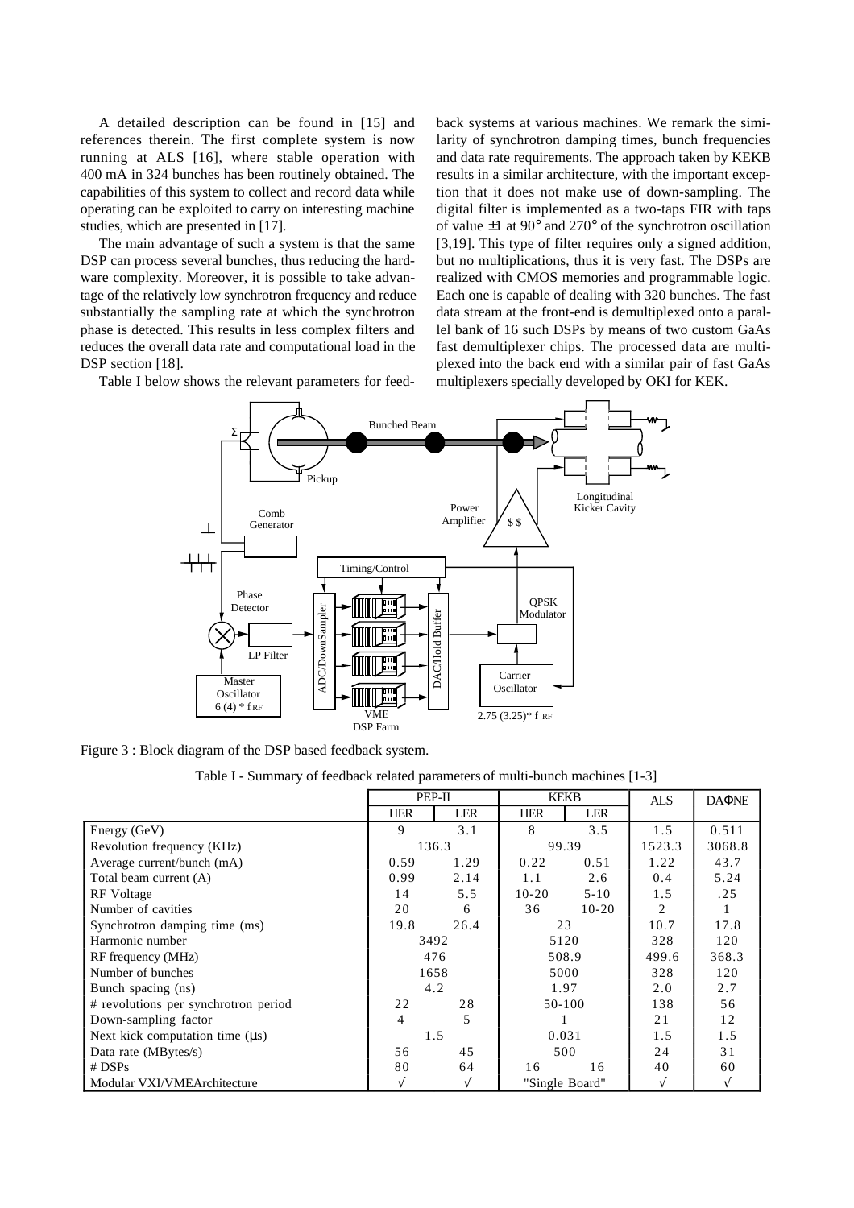A detailed description can be found in [15] and references therein. The first complete system is now running at ALS [16], where stable operation with 400 mA in 324 bunches has been routinely obtained. The capabilities of this system to collect and record data while operating can be exploited to carry on interesting machine studies, which are presented in [17].

The main advantage of such a system is that the same DSP can process several bunches, thus reducing the hardware complexity. Moreover, it is possible to take advantage of the relatively low synchrotron frequency and reduce substantially the sampling rate at which the synchrotron phase is detected. This results in less complex filters and reduces the overall data rate and computational load in the DSP section [18].

Table I below shows the relevant parameters for feedback systems at various machines. We remark the similarity of synchrotron damping times, bunch frequencies and data rate requirements. The approach taken by KEKB results in a similar architecture, with the important exception that it does not make use of down-sampling. The digital filter is implemented as a two-taps FIR with taps of value ±1 at 90° and 270° of the synchrotron oscillation [3,19]. This type of filter requires only a signed addition, but no multiplications, thus it is very fast. The DSPs are realized with CMOS memories and programmable logic. Each one is capable of dealing with 320 bunches. The fast data stream at the front-end is demultiplexed onto a parallel bank of 16 such DSPs by means of two custom GaAs fast demultiplexer chips. The processed data are multiplexed into the back end with a similar pair of fast GaAs multiplexers specially developed by OKI for KEK.

Figure 3 : Block diagram of the DSP based feedback system.

Table I - Summary of feedback related parameters of multi-bunch machines [1-3]

| | PEP-II | | KEKB | | ALS | DAΦNE |
|---|---|---|---|---|---|---|
| | HER | LER | HER | LER | | |
| Energy (GeV) | 9 | 3.1 | 8 | 3.5 | 1.5 | 0.511 |
| Revolution frequency (KHz) | 136.3 | | 99.39 | | 1523.3 | 3068.8 |
| Average current/bunch (mA) | 0.59 | 1.29 | 0.22 | 0.51 | 1.22 | 43.7 |
| Total beam current (A) | 0.99 | 2.14 | 1.1 | 2.6 | 0.4 | 5.24 |
| RF Voltage | 14 | 5.5 | 10-20 | 5-10 | 1.5 | .25 |
| Number of cavities | 20 | 6 | 36 | 10-20 | 2 | 1 |
| Synchrotron damping time (ms) | 19.8 | 26.4 | 23 | | 10.7 | 17.8 |
| Harmonic number | 3492 | | 5120 | | 328 | 120 |
| RF frequency (MHz) | 476 | | 508.9 | | 499.6 | 368.3 |
| Number of bunches | 1658 | | 5000 | | 328 | 120 |
| Bunch spacing (ns) | 4.2 | | 1.97 | | 2.0 | 2.7 |
| # revolutions per synchrotron period | 22 | 28 | 50-100 | | 138 | 56 |
| Down-sampling factor | 4 | 5 | 1 | | 21 | 12 |
| Next kick computation time (µs) | 1.5 | | 0.031 | | 1.5 | 1.5 |
| Data rate (MBytes/s) | 56 | 45 | 500 | | 24 | 31 |
| # DSPs | 80 | 64 | 16 | 16 | 40 | 60 |
| Modular VXI/VMEArchitecture | √ | √ | "Single Board" | | √ | √ |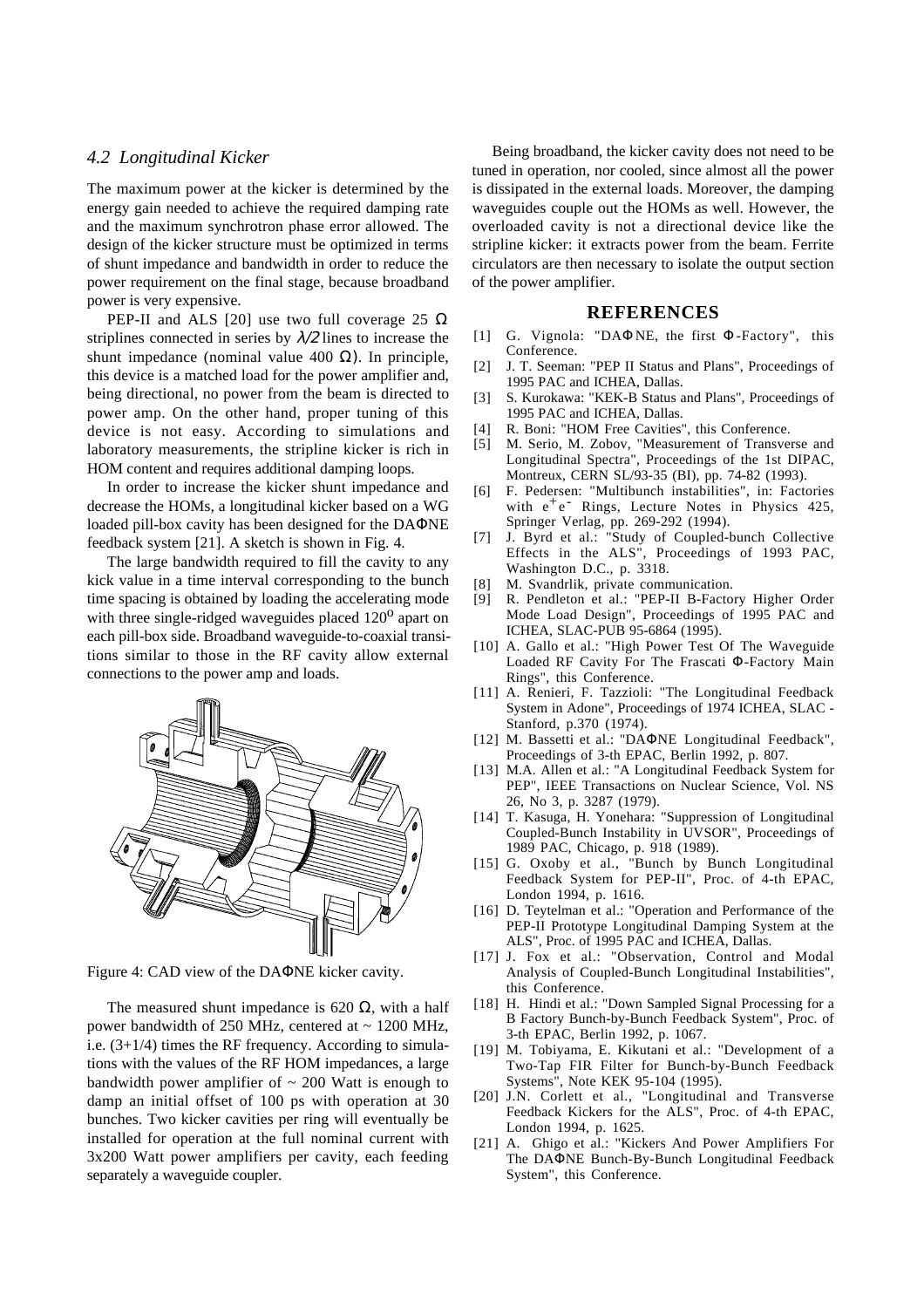### 4.2 Longitudinal Kicker

The maximum power at the kicker is determined by the energy gain needed to achieve the required damping rate and the maximum synchrotron phase error allowed. The design of the kicker structure must be optimized in terms of shunt impedance and bandwidth in order to reduce the power requirement on the final stage, because broadband power is very expensive.

PEP-II and ALS [20] use two full coverage 25 Ω striplines connected in series by $\lambda/2$ lines to increase the shunt impedance (nominal value 400 Ω). In principle, this device is a matched load for the power amplifier and, being directional, no power from the beam is directed to power amp. On the other hand, proper tuning of this device is not easy. According to simulations and laboratory measurements, the stripline kicker is rich in HOM content and requires additional damping loops.

In order to increase the kicker shunt impedance and decrease the HOMs, a longitudinal kicker based on a WG loaded pill-box cavity has been designed for the DAΦNE feedback system [21]. A sketch is shown in Fig. 4.

The large bandwidth required to fill the cavity to any kick value in a time interval corresponding to the bunch time spacing is obtained by loading the accelerating mode with three single-ridged waveguides placed $120^o$ apart on each pill-box side. Broadband waveguide-to-coaxial transitions similar to those in the RF cavity allow external connections to the power amp and loads.

Figure 4: CAD view of the DAΦNE kicker cavity.

The measured shunt impedance is 620 Ω, with a half power bandwidth of 250 MHz, centered at ~ 1200 MHz, i.e. (3+1/4) times the RF frequency. According to simulations with the values of the RF HOM impedances, a large bandwidth power amplifier of ~ 200 Watt is enough to damp an initial offset of 100 ps with operation at 30 bunches. Two kicker cavities per ring will eventually be installed for operation at the full nominal current with 3x200 Watt power amplifiers per cavity, each feeding separately a waveguide coupler.

Being broadband, the kicker cavity does not need to be tuned in operation, nor cooled, since almost all the power is dissipated in the external loads. Moreover, the damping waveguides couple out the HOMs as well. However, the overloaded cavity is not a directional device like the stripline kicker: it extracts power from the beam. Ferrite circulators are then necessary to isolate the output section of the power amplifier.

## REFERENCES

[1] G. Vignola: "DAΦNE, the first Φ-Factory", this Conference.

[2] J. T. Seeman: "PEP II Status and Plans", Proceedings of 1995 PAC and ICHEA, Dallas.

[3] S. Kurokawa: "KEK-B Status and Plans", Proceedings of 1995 PAC and ICHEA, Dallas.

[4] R. Boni: "HOM Free Cavities", this Conference.

[5] M. Serio, M. Zobov, "Measurement of Transverse and Longitudinal Spectra", Proceedings of the 1st DIPAC, Montreux, CERN SL/93-35 (BI), pp. 74-82 (1993).

[6] F. Pedersen: "Multibunch instabilities", in: Factories with $e^+e^-$ Rings, Lecture Notes in Physics 425, Springer Verlag, pp. 269-292 (1994).

[7] J. Byrd et al.: "Study of Coupled-bunch Collective Effects in the ALS", Proceedings of 1993 PAC, Washington D.C., p. 3318.

[8] M. Svandrlik, private communication.

[9] R. Pendleton et al.: "PEP-II B-Factory Higher Order Mode Load Design", Proceedings of 1995 PAC and ICHEA, SLAC-PUB 95-6864 (1995).

[10] A. Gallo et al.: "High Power Test Of The Waveguide Loaded RF Cavity For The Frascati Φ-Factory Main Rings", this Conference.

[11] A. Renieri, F. Tazzioli: "The Longitudinal Feedback System in Adone", Proceedings of 1974 ICHEA, SLAC - Stanford, p.370 (1974).

[12] M. Bassetti et al.: "DAΦNE Longitudinal Feedback", Proceedings of 3-th EPAC, Berlin 1992, p. 807.

[13] M.A. Allen et al.: "A Longitudinal Feedback System for PEP", IEEE Transactions on Nuclear Science, Vol. NS 26, No 3, p. 3287 (1979).

[14] T. Kasuga, H. Yonehara: "Suppression of Longitudinal Coupled-Bunch Instability in UVSOR", Proceedings of 1989 PAC, Chicago, p. 918 (1989).

[15] G. Oxoby et al., "Bunch by Bunch Longitudinal Feedback System for PEP-II", Proc. of 4-th EPAC, London 1994, p. 1616.

[16] D. Teytelman et al.: "Operation and Performance of the PEP-II Prototype Longitudinal Damping System at the ALS", Proc. of 1995 PAC and ICHEA, Dallas.

[17] J. Fox et al.: "Observation, Control and Modal Analysis of Coupled-Bunch Longitudinal Instabilities", this Conference.

[18] H. Hindi et al.: "Down Sampled Signal Processing for a B Factory Bunch-by-Bunch Feedback System", Proc. of 3-th EPAC, Berlin 1992, p. 1067.

[19] M. Tobiyama, E. Kikutani et al.: "Development of a Two-Tap FIR Filter for Bunch-by-Bunch Feedback Systems", Note KEK 95-104 (1995).

[20] J.N. Corlett et al., "Longitudinal and Transverse Feedback Kickers for the ALS", Proc. of 4-th EPAC, London 1994, p. 1625.

[21] A. Ghigo et al.: "Kickers And Power Amplifiers For The DAΦNE Bunch-By-Bunch Longitudinal Feedback System", this Conference.